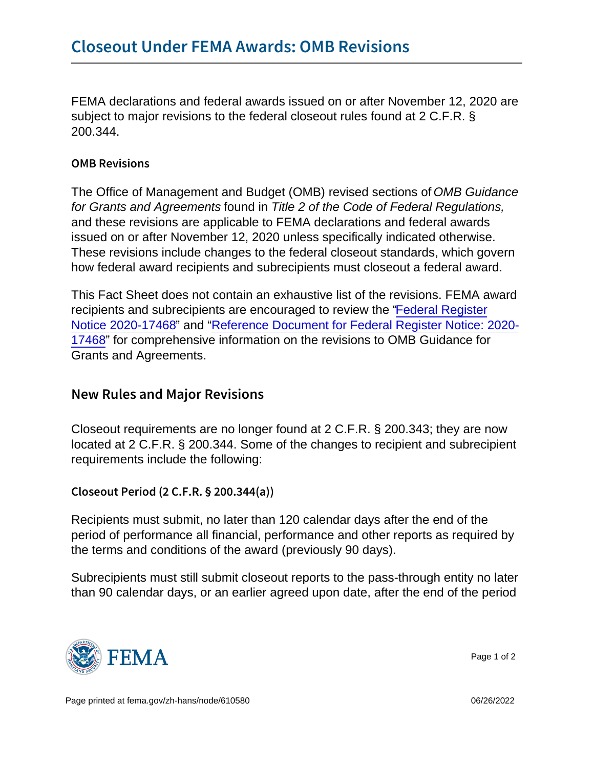# Closeout Under FEMA Awards: OMB Revisions

FEMA declarations and federal awards issued on or after November 12, 2020 are subject to major revisions to the federal closeout rules found at 2 C.F.R. § 200.344.

### OMB Revisions

The Office of Management and Budget (OMB) revised sections of *OMB Guidance for Grants and Agreements* found in *Title 2 of the Code of Federal Regulations,* and these revisions are applicable to FEMA declarations and federal awards issued on or after November 12, 2020 unless specifically indicated otherwise. These revisions include changes to the federal closeout standards, which govern how federal award recipients and subrecipients must closeout a federal award.

This Fact Sheet does not contain an exhaustive list of the revisions. FEMA award recipients and subrecipients are encouraged to review the "Federal Register Notice 2020-17468" and "Reference Document for Federal Register Notice: 2020-17468" for comprehensive information on the revisions to OMB Guidance for Grants and Agreements.

## New Rules and Major Revisions

Closeout requirements are no longer found at 2 C.F.R. § 200.343; they are now located at 2 C.F.R. § 200.344. Some of the changes to recipient and subrecipient requirements include the following:

### Closeout Period (2 C.F.R. § 200.344(a))

Recipients must submit, no later than 120 calendar days after the end of the period of performance all financial, performance and other reports as required by the terms and conditions of the award (previously 90 days).

Subrecipients must still submit closeout reports to the pass-through entity no later than 90 calendar days, or an earlier agreed upon date, after the end of the period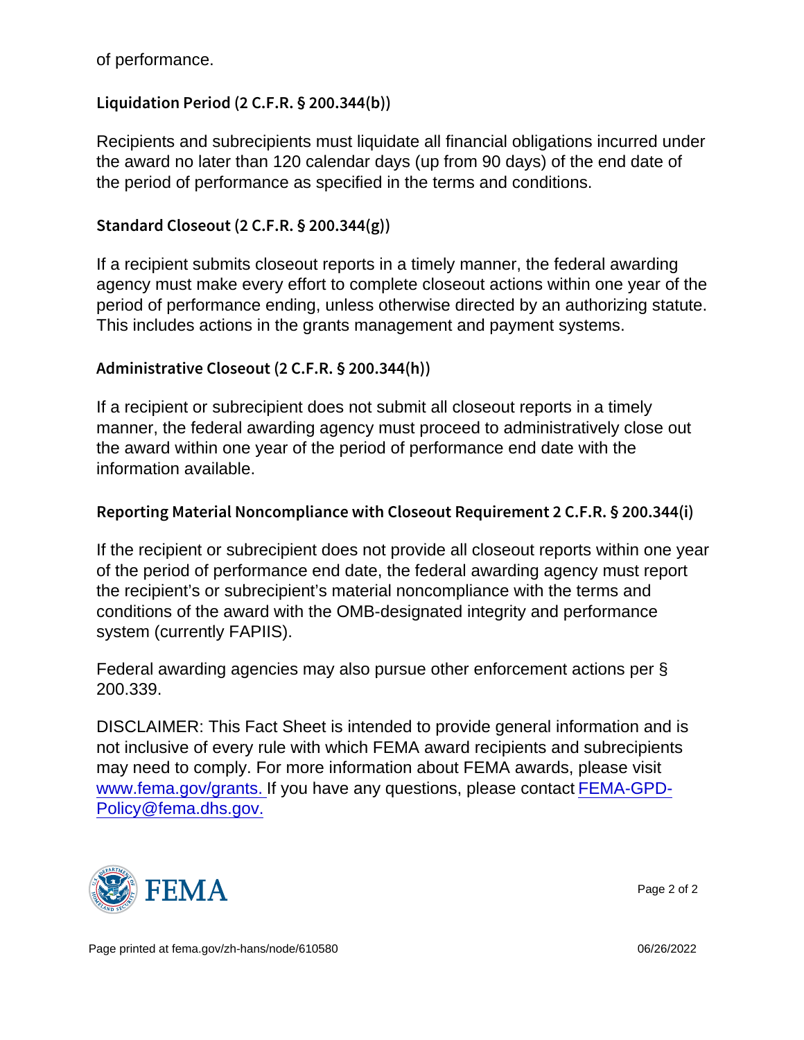of performance.

### Liquidation Period (2 C.F.R. § 200.344(b))

Recipients and subrecipients must liquidate all financial obligations incurred under the award no later than 120 calendar days (up from 90 days) of the end date of the period of performance as specified in the terms and conditions.

### Standard Closeout (2 C.F.R. § 200.344(g))

If a recipient submits closeout reports in a timely manner, the federal awarding agency must make every effort to complete closeout actions within one year of the period of performance ending, unless otherwise directed by an authorizing statute. This includes actions in the grants management and payment systems.

### Administrative Closeout (2 C.F.R. § 200.344(h))

If a recipient or subrecipient does not submit all closeout reports in a timely manner, the federal awarding agency must proceed to administratively close out the award within one year of the period of performance end date with the information available.

### Reporting Material Noncompliance with Closeout Requirement 2 C.F.R. § 200.344(i)

If the recipient or subrecipient does not provide all closeout reports within one year of the period of performance end date, the federal awarding agency must report the recipient's or subrecipient's material noncompliance with the terms and conditions of the award with the OMB-designated integrity and performance system (currently FAPIIS).

Federal awarding agencies may also pursue other enforcement actions per § 200.339.

DISCLAIMER: This Fact Sheet is intended to provide general information and is not inclusive of every rule with which FEMA award recipients and subrecipients may need to comply. For more information about FEMA awards, please visit [www.fema.gov/grants.](www.fema.gov/grants) If you have any questions, please contact [FEMA-GPD-Policy@fema.dhs.gov.](mailto:FEMA-GPD-Policy@fema.dhs.gov)